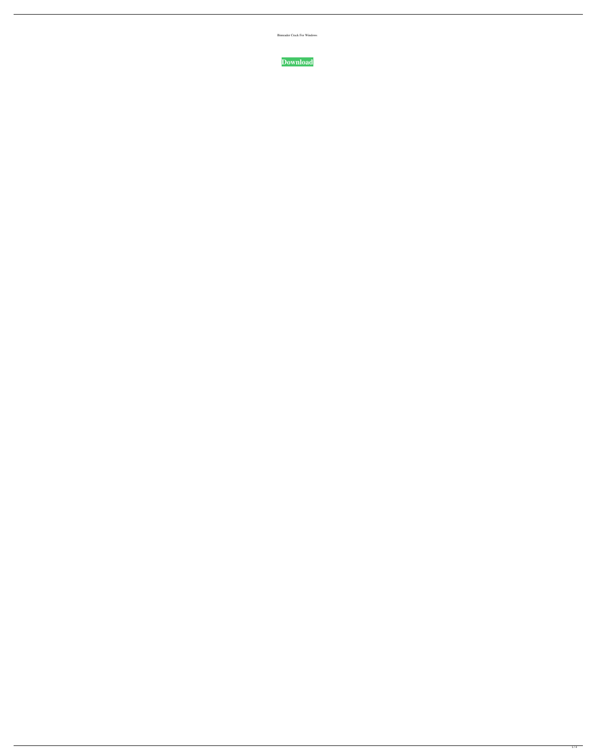Binreader Crack For Windows

**Download**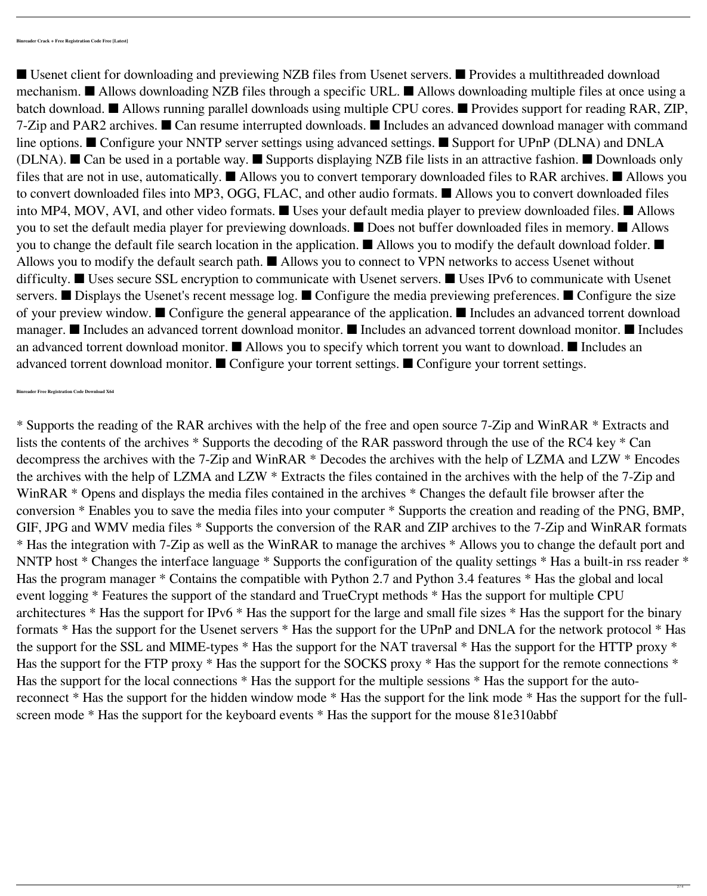**Binreader Crack + Free Registration Code Free [Latest]**

■ Usenet client for downloading and previewing NZB files from Usenet servers. ■ Provides a multithreaded download mechanism. ■ Allows downloading NZB files through a specific URL. ■ Allows downloading multiple files at once using a batch download. ■ Allows running parallel downloads using multiple CPU cores. ■ Provides support for reading RAR, ZIP, 7-Zip and PAR2 archives. ■ Can resume interrupted downloads. ■ Includes an advanced download manager with command line options. ■ Configure your NNTP server settings using advanced settings. ■ Support for UPnP (DLNA) and DNLA (DLNA). ■ Can be used in a portable way. ■ Supports displaying NZB file lists in an attractive fashion. ■ Downloads only files that are not in use, automatically. ■ Allows you to convert temporary downloaded files to RAR archives. ■ Allows you to convert downloaded files into MP3, OGG, FLAC, and other audio formats. ■ Allows you to convert downloaded files into MP4, MOV, AVI, and other video formats. ■ Uses your default media player to preview downloaded files. ■ Allows you to set the default media player for previewing downloads. ■ Does not buffer downloaded files in memory. ■ Allows you to change the default file search location in the application. ■ Allows you to modify the default download folder. ■ Allows you to modify the default search path. ■ Allows you to connect to VPN networks to access Usenet without difficulty. ■ Uses secure SSL encryption to communicate with Usenet servers. ■ Uses IPv6 to communicate with Usenet servers. ■ Displays the Usenet's recent message log. ■ Configure the media previewing preferences. ■ Configure the size of your preview window. ■ Configure the general appearance of the application. ■ Includes an advanced torrent download manager. ■ Includes an advanced torrent download monitor. ■ Includes an advanced torrent download monitor. ■ Includes an advanced torrent download monitor. ■ Allows you to specify which torrent you want to download. ■ Includes an advanced torrent download monitor. ■ Configure your torrent settings. ■ Configure your torrent settings.

**Binreader Free Registration Code Download X64**

* Supports the reading of the RAR archives with the help of the free and open source 7-Zip and WinRAR * Extracts and lists the contents of the archives * Supports the decoding of the RAR password through the use of the RC4 key * Can decompress the archives with the 7-Zip and WinRAR * Decodes the archives with the help of LZMA and LZW * Encodes the archives with the help of LZMA and LZW * Extracts the files contained in the archives with the help of the 7-Zip and WinRAR * Opens and displays the media files contained in the archives * Changes the default file browser after the conversion * Enables you to save the media files into your computer * Supports the creation and reading of the PNG, BMP, GIF, JPG and WMV media files * Supports the conversion of the RAR and ZIP archives to the 7-Zip and WinRAR formats * Has the integration with 7-Zip as well as the WinRAR to manage the archives * Allows you to change the default port and NNTP host * Changes the interface language * Supports the configuration of the quality settings * Has a built-in rss reader * Has the program manager * Contains the compatible with Python 2.7 and Python 3.4 features * Has the global and local event logging * Features the support of the standard and TrueCrypt methods * Has the support for multiple CPU architectures * Has the support for IPv6 * Has the support for the large and small file sizes * Has the support for the binary formats * Has the support for the Usenet servers * Has the support for the UPnP and DNLA for the network protocol * Has the support for the SSL and MIME-types * Has the support for the NAT traversal * Has the support for the HTTP proxy * Has the support for the FTP proxy * Has the support for the SOCKS proxy * Has the support for the remote connections * Has the support for the local connections * Has the support for the multiple sessions * Has the support for the auto-reconnect * Has the support for the hidden window mode * Has the support for the link mode * Has the support for the full-screen mode * Has the support for the keyboard events * Has the support for the mouse 81e310abbf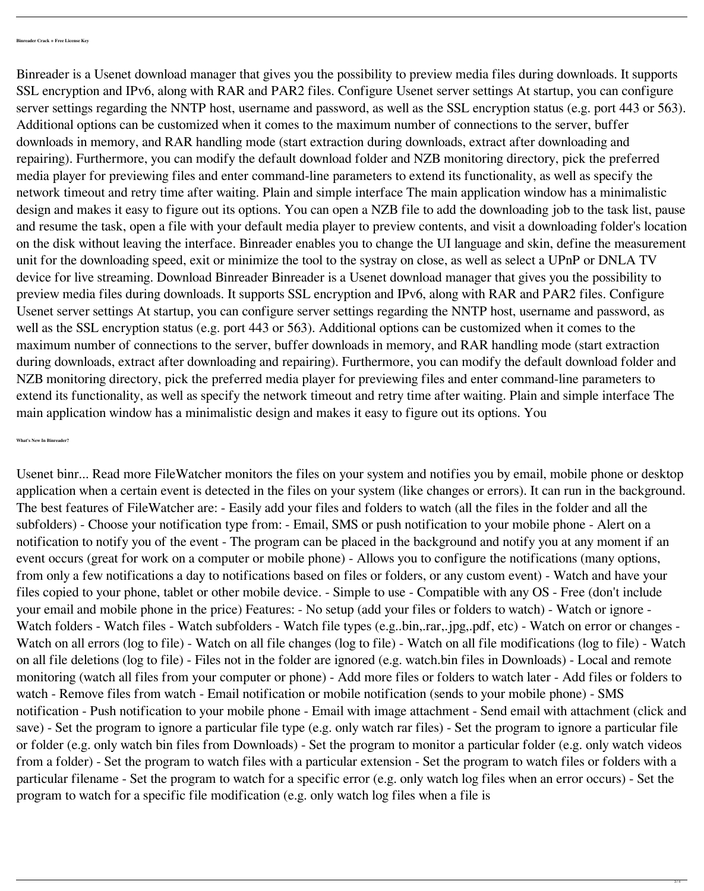**Binreader Crack + Free License Key**

Binreader is a Usenet download manager that gives you the possibility to preview media files during downloads. It supports SSL encryption and IPv6, along with RAR and PAR2 files. Configure Usenet server settings At startup, you can configure server settings regarding the NNTP host, username and password, as well as the SSL encryption status (e.g. port 443 or 563). Additional options can be customized when it comes to the maximum number of connections to the server, buffer downloads in memory, and RAR handling mode (start extraction during downloads, extract after downloading and repairing). Furthermore, you can modify the default download folder and NZB monitoring directory, pick the preferred media player for previewing files and enter command-line parameters to extend its functionality, as well as specify the network timeout and retry time after waiting. Plain and simple interface The main application window has a minimalistic design and makes it easy to figure out its options. You can open a NZB file to add the downloading job to the task list, pause and resume the task, open a file with your default media player to preview contents, and visit a downloading folder's location on the disk without leaving the interface. Binreader enables you to change the UI language and skin, define the measurement unit for the downloading speed, exit or minimize the tool to the systray on close, as well as select a UPnP or DNLA TV device for live streaming. Download Binreader Binreader is a Usenet download manager that gives you the possibility to preview media files during downloads. It supports SSL encryption and IPv6, along with RAR and PAR2 files. Configure Usenet server settings At startup, you can configure server settings regarding the NNTP host, username and password, as well as the SSL encryption status (e.g. port 443 or 563). Additional options can be customized when it comes to the maximum number of connections to the server, buffer downloads in memory, and RAR handling mode (start extraction during downloads, extract after downloading and repairing). Furthermore, you can modify the default download folder and NZB monitoring directory, pick the preferred media player for previewing files and enter command-line parameters to extend its functionality, as well as specify the network timeout and retry time after waiting. Plain and simple interface The main application window has a minimalistic design and makes it easy to figure out its options. You

**What's New In Binreader?**

Usenet binr... Read more FileWatcher monitors the files on your system and notifies you by email, mobile phone or desktop application when a certain event is detected in the files on your system (like changes or errors). It can run in the background. The best features of FileWatcher are: - Easily add your files and folders to watch (all the files in the folder and all the subfolders) - Choose your notification type from: - Email, SMS or push notification to your mobile phone - Alert on a notification to notify you of the event - The program can be placed in the background and notify you at any moment if an event occurs (great for work on a computer or mobile phone) - Allows you to configure the notifications (many options, from only a few notifications a day to notifications based on files or folders, or any custom event) - Watch and have your files copied to your phone, tablet or other mobile device. - Simple to use - Compatible with any OS - Free (don't include your email and mobile phone in the price) Features: - No setup (add your files or folders to watch) - Watch or ignore - Watch folders - Watch files - Watch subfolders - Watch file types (e.g..bin,.rar,.jpg,.pdf, etc) - Watch on error or changes - Watch on all errors (log to file) - Watch on all file changes (log to file) - Watch on all file modifications (log to file) - Watch on all file deletions (log to file) - Files not in the folder are ignored (e.g. watch.bin files in Downloads) - Local and remote monitoring (watch all files from your computer or phone) - Add more files or folders to watch later - Add files or folders to watch - Remove files from watch - Email notification or mobile notification (sends to your mobile phone) - SMS notification - Push notification to your mobile phone - Email with image attachment - Send email with attachment (click and save) - Set the program to ignore a particular file type (e.g. only watch rar files) - Set the program to ignore a particular file or folder (e.g. only watch bin files from Downloads) - Set the program to monitor a particular folder (e.g. only watch videos from a folder) - Set the program to watch files with a particular extension - Set the program to watch files or folders with a particular filename - Set the program to watch for a specific error (e.g. only watch log files when an error occurs) - Set the program to watch for a specific file modification (e.g. only watch log files when a file is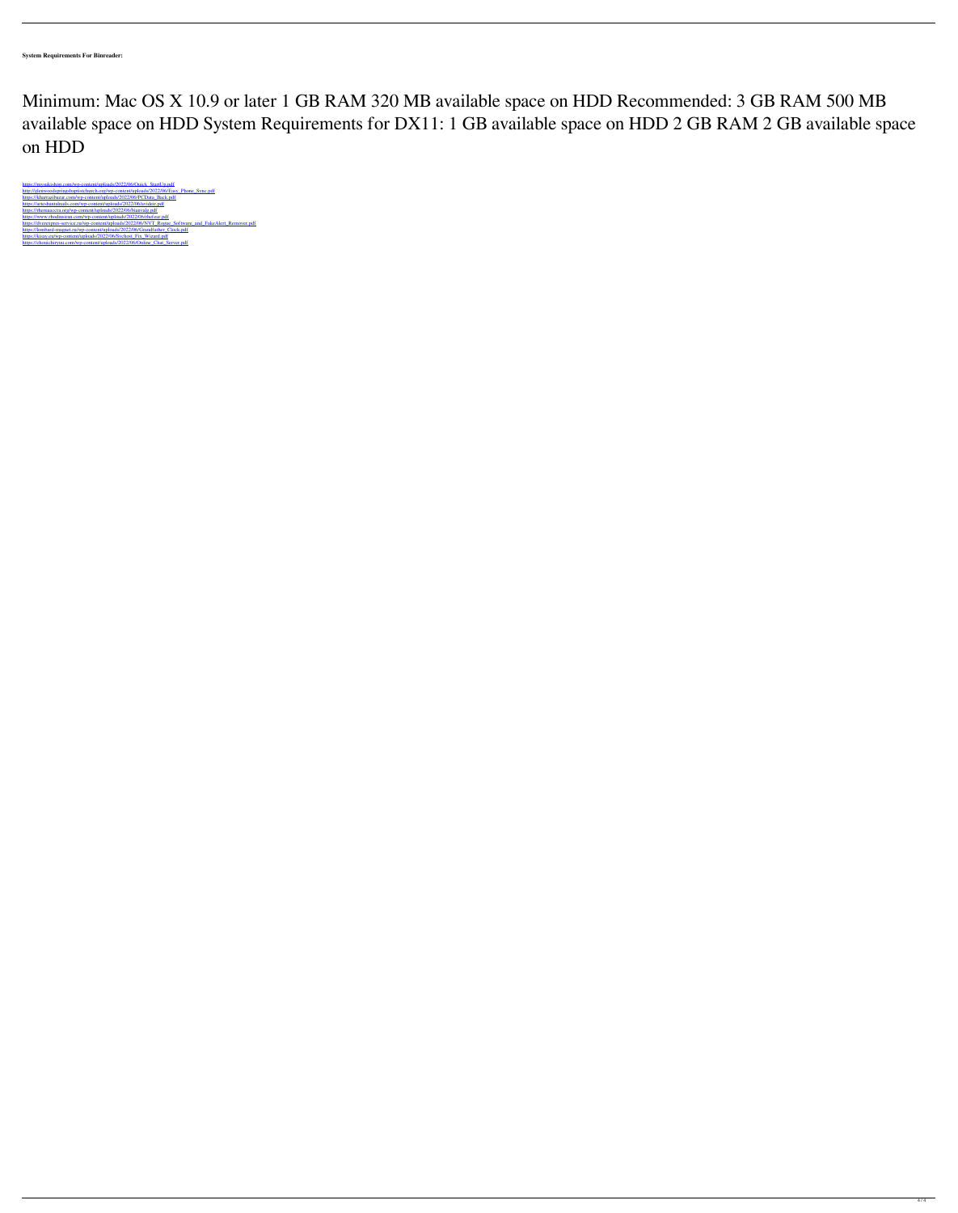**System Requirements For Binreader:**

Minimum: Mac OS X 10.9 or later 1 GB RAM 320 MB available space on HDD Recommended: 3 GB RAM 500 MB available space on HDD System Requirements for DX11: 1 GB available space on HDD 2 GB RAM 2 GB available space on HDD

https://nysccshop.com/wp-content/uploads/2022/06/Quick_StartUp.pdf
http://glenwoodspringsbaptistchurch.org/wp-content/uploads/2022/06/Easy_Phone_Sync.pdf
https://khazanaibazar.com/wp-content/uploads/2022/06/PCData_Back.pdf
https://artsdanatmails.com/wp-content/uploads/2022/06/avideir.pdf
https://rhemaucrra.org/wp-content/uploads/2022/06/buanvalg.pdf
https://www.rhodiusiran.com/wp-content/uploads/2022/06/thdfear.pdf
https://diverexpros-service.ru/wp-content/uploads/2022/06/NVT_Rogue_Software_and_FakeAlert_Remover.pdf
https://lombard-magnet.ru/wp-content/uploads/2022/06/Grandfather_Clock.pdf
https://kisay.ca/wp-content/uploads/2022/06/Svchost_Fix_Wizard.pdf
https://chonichiryuu.com/wp-content/uploads/2022/06/Online_Chat_Server.pdf